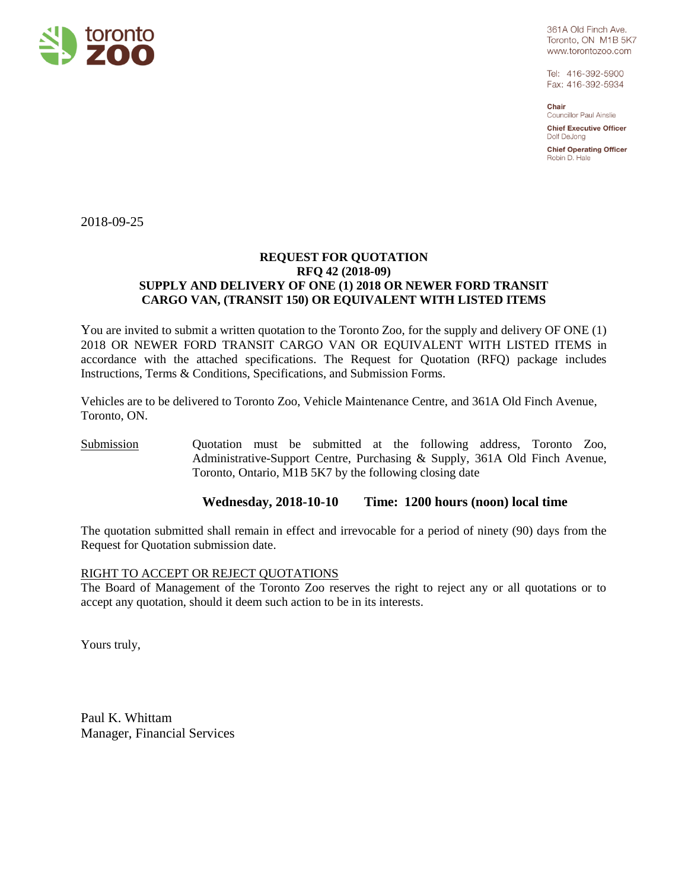361A Old Finch Ave.
Toronto, ON M1B 5K7
www.torontozoo.com

Tel: 416-392-5900
Fax: 416-392-5934

**Chair**
Councillor Paul Ainslie

**Chief Executive Officer**
Dolf DeJong

**Chief Operating Officer**
Robin D. Hale

2018-09-25

**REQUEST FOR QUOTATION**
**RFQ 42 (2018-09)**
**SUPPLY AND DELIVERY OF ONE (1) 2018 OR NEWER FORD TRANSIT CARGO VAN, (TRANSIT 150) OR EQUIVALENT WITH LISTED ITEMS**

You are invited to submit a written quotation to the Toronto Zoo, for the supply and delivery OF ONE (1) 2018 OR NEWER FORD TRANSIT CARGO VAN OR EQUIVALENT WITH LISTED ITEMS in accordance with the attached specifications. The Request for Quotation (RFQ) package includes Instructions, Terms & Conditions, Specifications, and Submission Forms.

Vehicles are to be delivered to Toronto Zoo, Vehicle Maintenance Centre, and 361A Old Finch Avenue, Toronto, ON.

Submission — Quotation must be submitted at the following address, Toronto Zoo, Administrative-Support Centre, Purchasing & Supply, 361A Old Finch Avenue, Toronto, Ontario, M1B 5K7 by the following closing date

**Wednesday, 2018-10-10 Time: 1200 hours (noon) local time**

The quotation submitted shall remain in effect and irrevocable for a period of ninety (90) days from the Request for Quotation submission date.

RIGHT TO ACCEPT OR REJECT QUOTATIONS
The Board of Management of the Toronto Zoo reserves the right to reject any or all quotations or to accept any quotation, should it deem such action to be in its interests.

Yours truly,

Paul K. Whittam
Manager, Financial Services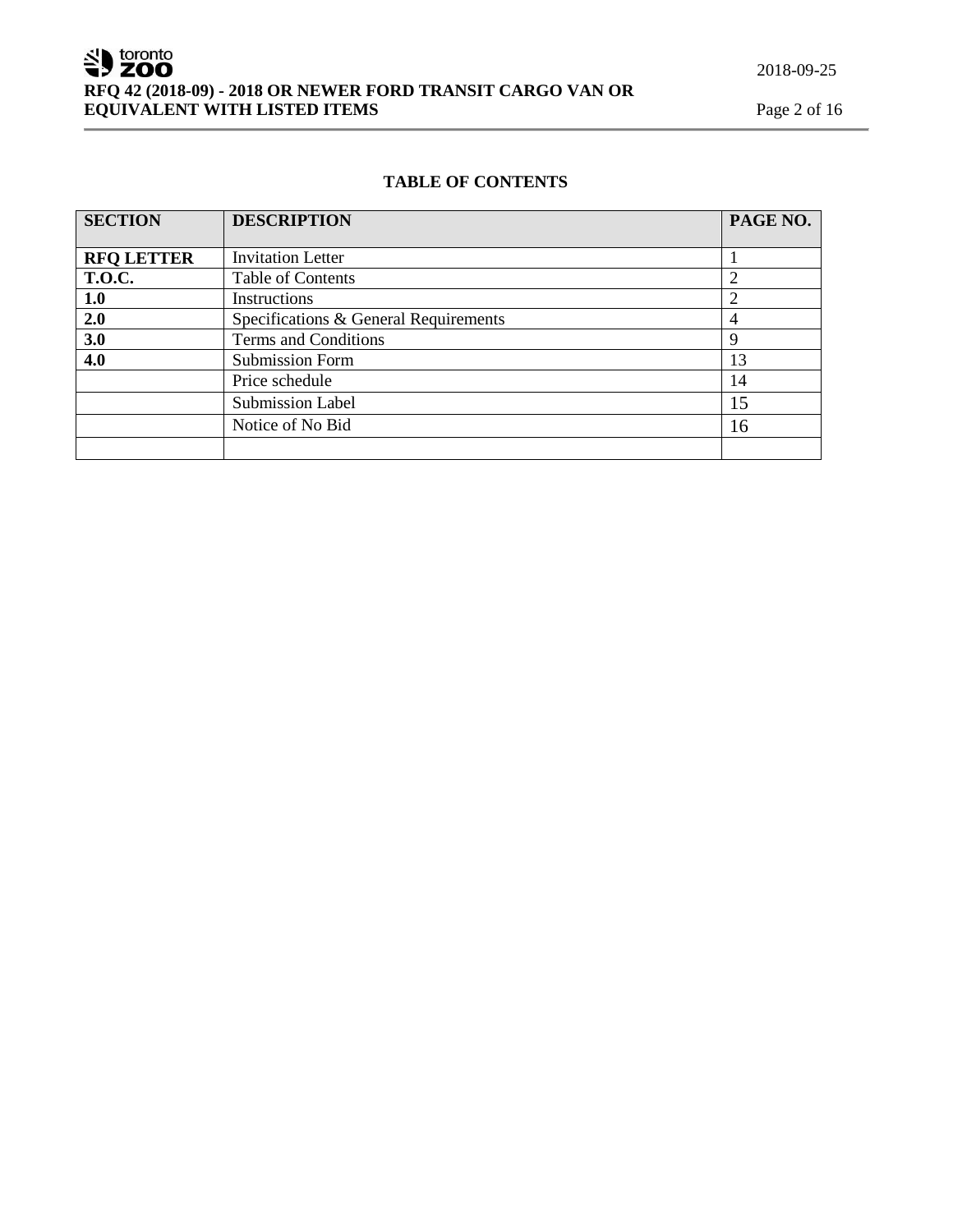## TABLE OF CONTENTS

| SECTION | DESCRIPTION | PAGE NO. |
|---|---|---|
| **RFQ LETTER** | Invitation Letter | 1 |
| **T.O.C.** | Table of Contents | 2 |
| **1.0** | Instructions | 2 |
| **2.0** | Specifications & General Requirements | 4 |
| **3.0** | Terms and Conditions | 9 |
| **4.0** | Submission Form | 13 |
| | Price schedule | 14 |
| | Submission Label | 15 |
| | Notice of No Bid | 16 |
| | | |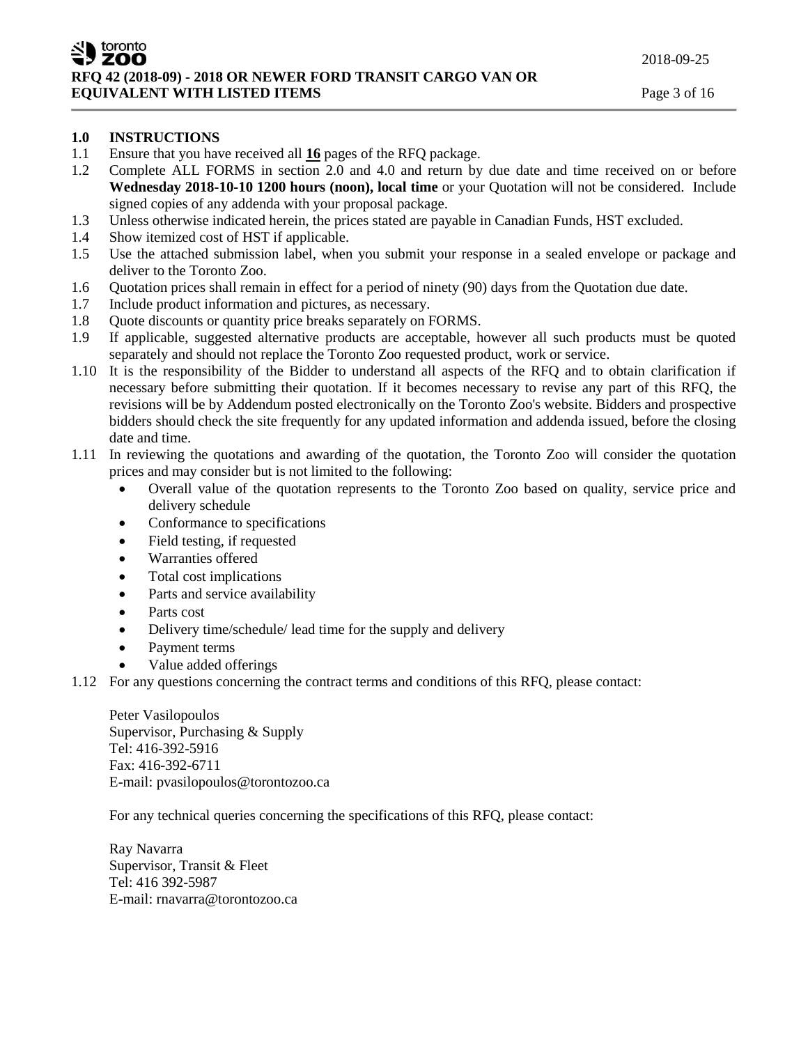## 1.0 INSTRUCTIONS

1.1 Ensure that you have received all **16** pages of the RFQ package.

1.2 Complete ALL FORMS in section 2.0 and 4.0 and return by due date and time received on or before **Wednesday 2018-10-10 1200 hours (noon), local time** or your Quotation will not be considered. Include signed copies of any addenda with your proposal package.

1.3 Unless otherwise indicated herein, the prices stated are payable in Canadian Funds, HST excluded.

1.4 Show itemized cost of HST if applicable.

1.5 Use the attached submission label, when you submit your response in a sealed envelope or package and deliver to the Toronto Zoo.

1.6 Quotation prices shall remain in effect for a period of ninety (90) days from the Quotation due date.

1.7 Include product information and pictures, as necessary.

1.8 Quote discounts or quantity price breaks separately on FORMS.

1.9 If applicable, suggested alternative products are acceptable, however all such products must be quoted separately and should not replace the Toronto Zoo requested product, work or service.

1.10 It is the responsibility of the Bidder to understand all aspects of the RFQ and to obtain clarification if necessary before submitting their quotation. If it becomes necessary to revise any part of this RFQ, the revisions will be by Addendum posted electronically on the Toronto Zoo's website. Bidders and prospective bidders should check the site frequently for any updated information and addenda issued, before the closing date and time.

1.11 In reviewing the quotations and awarding of the quotation, the Toronto Zoo will consider the quotation prices and may consider but is not limited to the following:

- Overall value of the quotation represents to the Toronto Zoo based on quality, service price and delivery schedule
- Conformance to specifications
- Field testing, if requested
- Warranties offered
- Total cost implications
- Parts and service availability
- Parts cost
- Delivery time/schedule/ lead time for the supply and delivery
- Payment terms
- Value added offerings

1.12 For any questions concerning the contract terms and conditions of this RFQ, please contact:

Peter Vasilopoulos
Supervisor, Purchasing & Supply
Tel: 416-392-5916
Fax: 416-392-6711
E-mail: pvasilopoulos@torontozoo.ca

For any technical queries concerning the specifications of this RFQ, please contact:

Ray Navarra
Supervisor, Transit & Fleet
Tel: 416 392-5987
E-mail: rnavarra@torontozoo.ca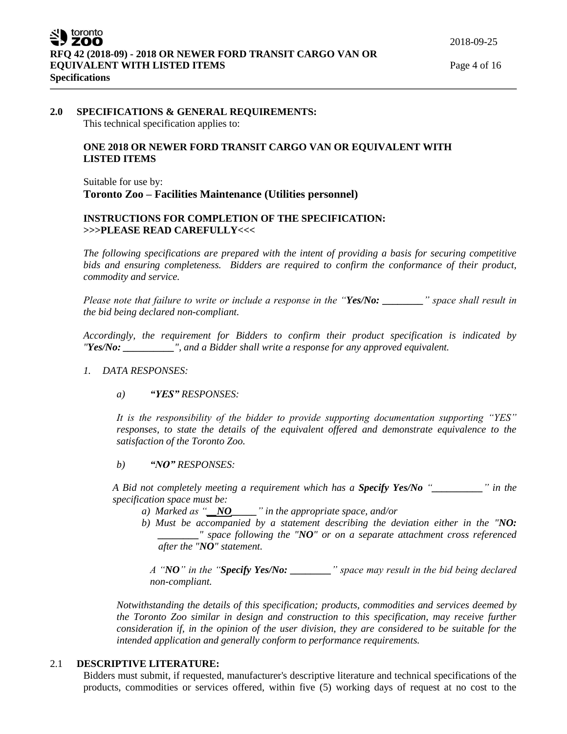## 2.0 SPECIFICATIONS & GENERAL REQUIREMENTS:

This technical specification applies to:

**ONE 2018 OR NEWER FORD TRANSIT CARGO VAN OR EQUIVALENT WITH LISTED ITEMS**

Suitable for use by:

**Toronto Zoo – Facilities Maintenance (Utilities personnel)**

**INSTRUCTIONS FOR COMPLETION OF THE SPECIFICATION:**
**>>>PLEASE READ CAREFULLY<<<**

*The following specifications are prepared with the intent of providing a basis for securing competitive bids and ensuring completeness. Bidders are required to confirm the conformance of their product, commodity and service.*

*Please note that failure to write or include a response in the "**Yes/No: ________**" space shall result in the bid being declared non-compliant.*

*Accordingly, the requirement for Bidders to confirm their product specification is indicated by "**Yes/No: __________**", and a Bidder shall write a response for any approved equivalent.*

1. *DATA RESPONSES:*

   a) ***"YES"** RESPONSES:*

   *It is the responsibility of the bidder to provide supporting documentation supporting "YES" responses, to state the details of the equivalent offered and demonstrate equivalence to the satisfaction of the Toronto Zoo.*

   b) ***"NO"** RESPONSES:*

   *A Bid not completely meeting a requirement which has a **Specify Yes/No** "__________" in the specification space must be:*

   *a) Marked as "__**NO**_____" in the appropriate space, and/or*

   *b) Must be accompanied by a statement describing the deviation either in the "**NO:** ________" space following the "**NO**" or on a separate attachment cross referenced after the "**NO**" statement.*

   *A "**NO**" in the "**Specify Yes/No: ________**" space may result in the bid being declared non-compliant.*

   *Notwithstanding the details of this specification; products, commodities and services deemed by the Toronto Zoo similar in design and construction to this specification, may receive further consideration if, in the opinion of the user division, they are considered to be suitable for the intended application and generally conform to performance requirements.*

## 2.1 DESCRIPTIVE LITERATURE:

Bidders must submit, if requested, manufacturer's descriptive literature and technical specifications of the products, commodities or services offered, within five (5) working days of request at no cost to the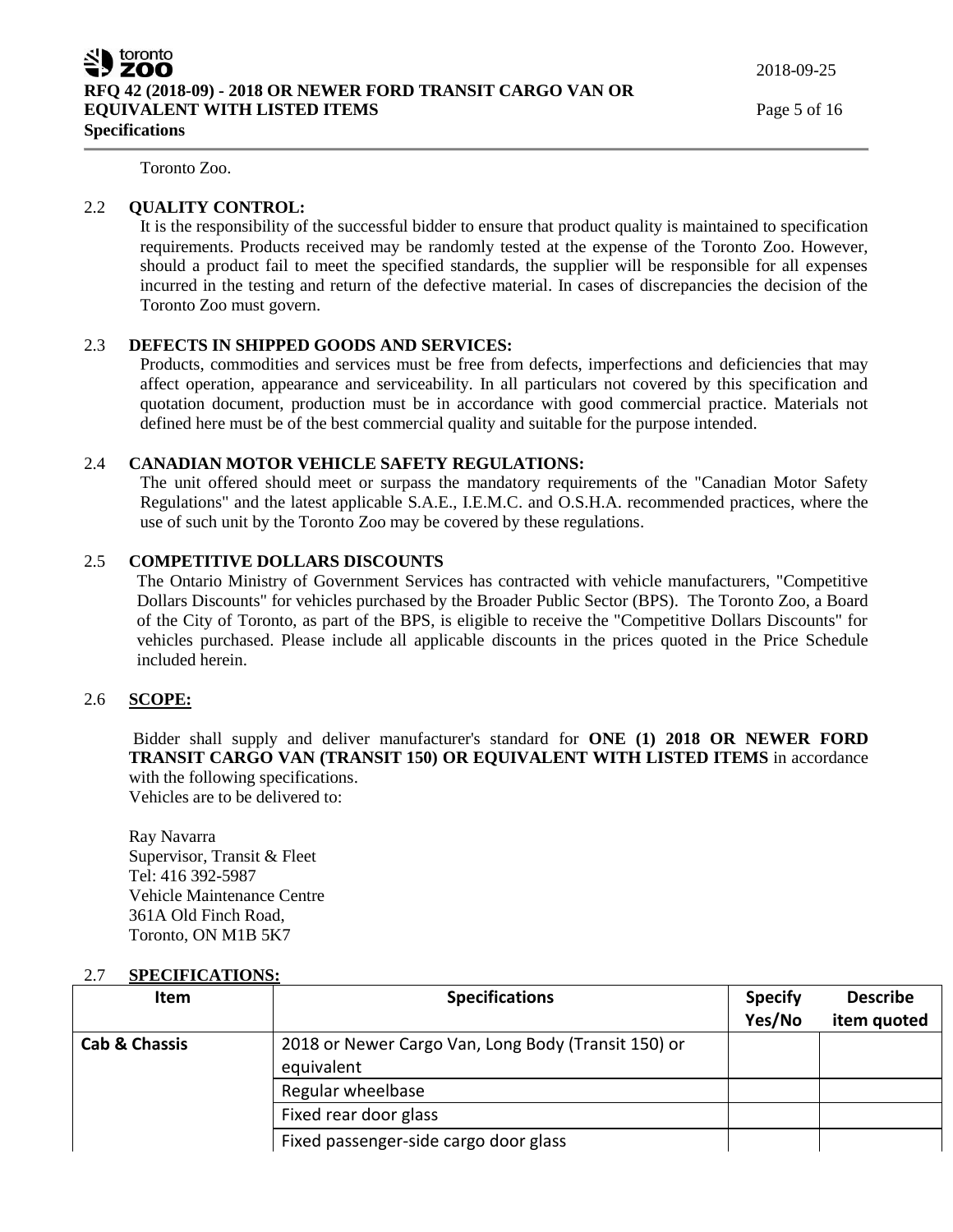Toronto Zoo.

### 2.2 QUALITY CONTROL:

It is the responsibility of the successful bidder to ensure that product quality is maintained to specification requirements. Products received may be randomly tested at the expense of the Toronto Zoo. However, should a product fail to meet the specified standards, the supplier will be responsible for all expenses incurred in the testing and return of the defective material. In cases of discrepancies the decision of the Toronto Zoo must govern.

### 2.3 DEFECTS IN SHIPPED GOODS AND SERVICES:

Products, commodities and services must be free from defects, imperfections and deficiencies that may affect operation, appearance and serviceability. In all particulars not covered by this specification and quotation document, production must be in accordance with good commercial practice. Materials not defined here must be of the best commercial quality and suitable for the purpose intended.

### 2.4 CANADIAN MOTOR VEHICLE SAFETY REGULATIONS:

The unit offered should meet or surpass the mandatory requirements of the "Canadian Motor Safety Regulations" and the latest applicable S.A.E., I.E.M.C. and O.S.H.A. recommended practices, where the use of such unit by the Toronto Zoo may be covered by these regulations.

### 2.5 COMPETITIVE DOLLARS DISCOUNTS

The Ontario Ministry of Government Services has contracted with vehicle manufacturers, "Competitive Dollars Discounts" for vehicles purchased by the Broader Public Sector (BPS). The Toronto Zoo, a Board of the City of Toronto, as part of the BPS, is eligible to receive the "Competitive Dollars Discounts" for vehicles purchased. Please include all applicable discounts in the prices quoted in the Price Schedule included herein.

### 2.6 SCOPE:

Bidder shall supply and deliver manufacturer's standard for **ONE (1) 2018 OR NEWER FORD TRANSIT CARGO VAN (TRANSIT 150) OR EQUIVALENT WITH LISTED ITEMS** in accordance with the following specifications.
Vehicles are to be delivered to:

Ray Navarra
Supervisor, Transit & Fleet
Tel: 416 392-5987
Vehicle Maintenance Centre
361A Old Finch Road,
Toronto, ON M1B 5K7

### 2.7 SPECIFICATIONS:

| Item | Specifications | Specify Yes/No | Describe item quoted |
|---|---|---|---|
| **Cab & Chassis** | 2018 or Newer Cargo Van, Long Body (Transit 150) or equivalent | | |
| | Regular wheelbase | | |
| | Fixed rear door glass | | |
| | Fixed passenger-side cargo door glass | | |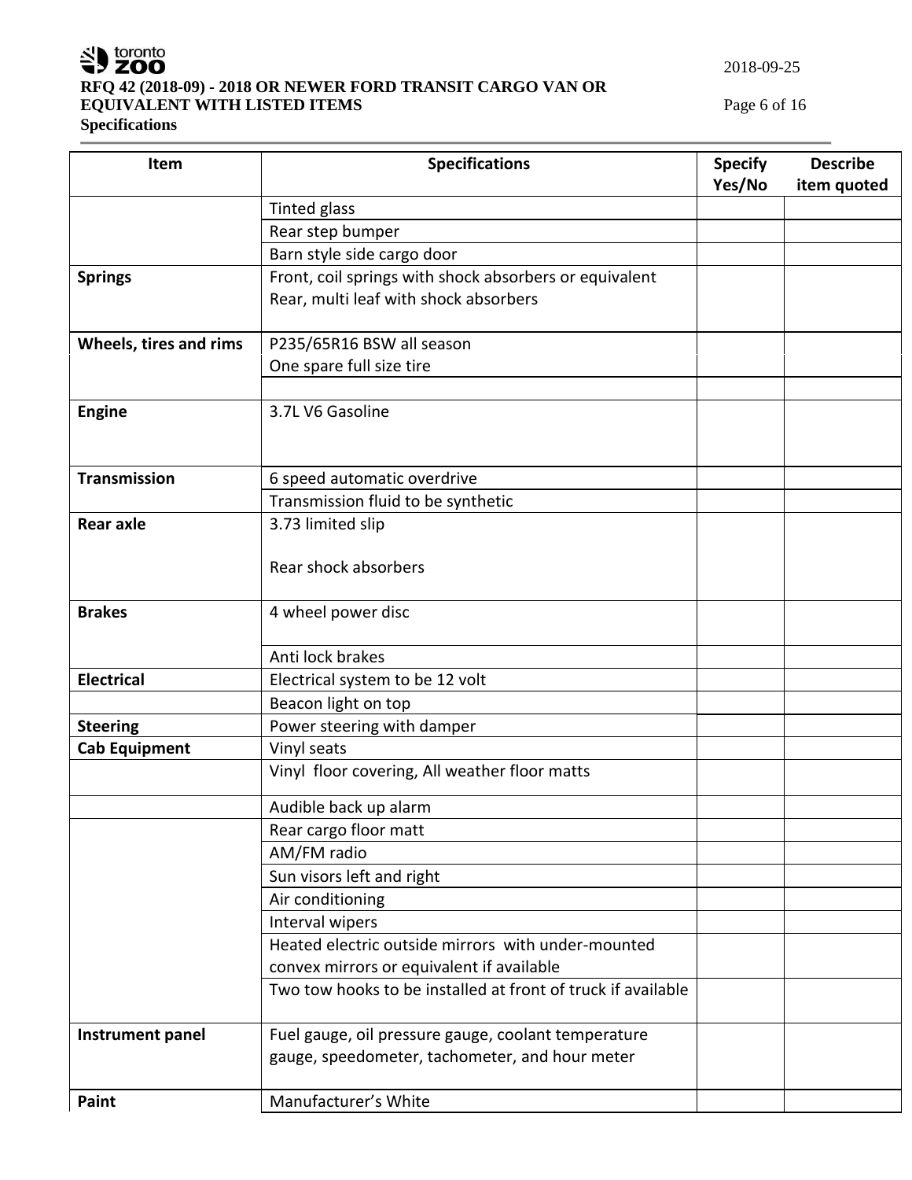| Item | Specifications | Specify Yes/No | Describe item quoted |
|---|---|---|---|
| | Tinted glass | | |
| | Rear step bumper | | |
| | Barn style side cargo door | | |
| **Springs** | Front, coil springs with shock absorbers or equivalent<br>Rear, multi leaf with shock absorbers | | |
| **Wheels, tires and rims** | P235/65R16 BSW all season | | |
| | One spare full size tire | | |
| | | | |
| **Engine** | 3.7L V6 Gasoline | | |
| **Transmission** | 6 speed automatic overdrive | | |
| | Transmission fluid to be synthetic | | |
| **Rear axle** | 3.73 limited slip<br><br>Rear shock absorbers | | |
| **Brakes** | 4 wheel power disc | | |
| | Anti lock brakes | | |
| **Electrical** | Electrical system to be 12 volt | | |
| | Beacon light on top | | |
| **Steering** | Power steering with damper | | |
| **Cab Equipment** | Vinyl seats | | |
| | Vinyl floor covering, All weather floor matts | | |
| | Audible back up alarm | | |
| | Rear cargo floor matt | | |
| | AM/FM radio | | |
| | Sun visors left and right | | |
| | Air conditioning | | |
| | Interval wipers | | |
| | Heated electric outside mirrors with under-mounted convex mirrors or equivalent if available | | |
| | Two tow hooks to be installed at front of truck if available | | |
| **Instrument panel** | Fuel gauge, oil pressure gauge, coolant temperature gauge, speedometer, tachometer, and hour meter | | |
| **Paint** | Manufacturer's White | | |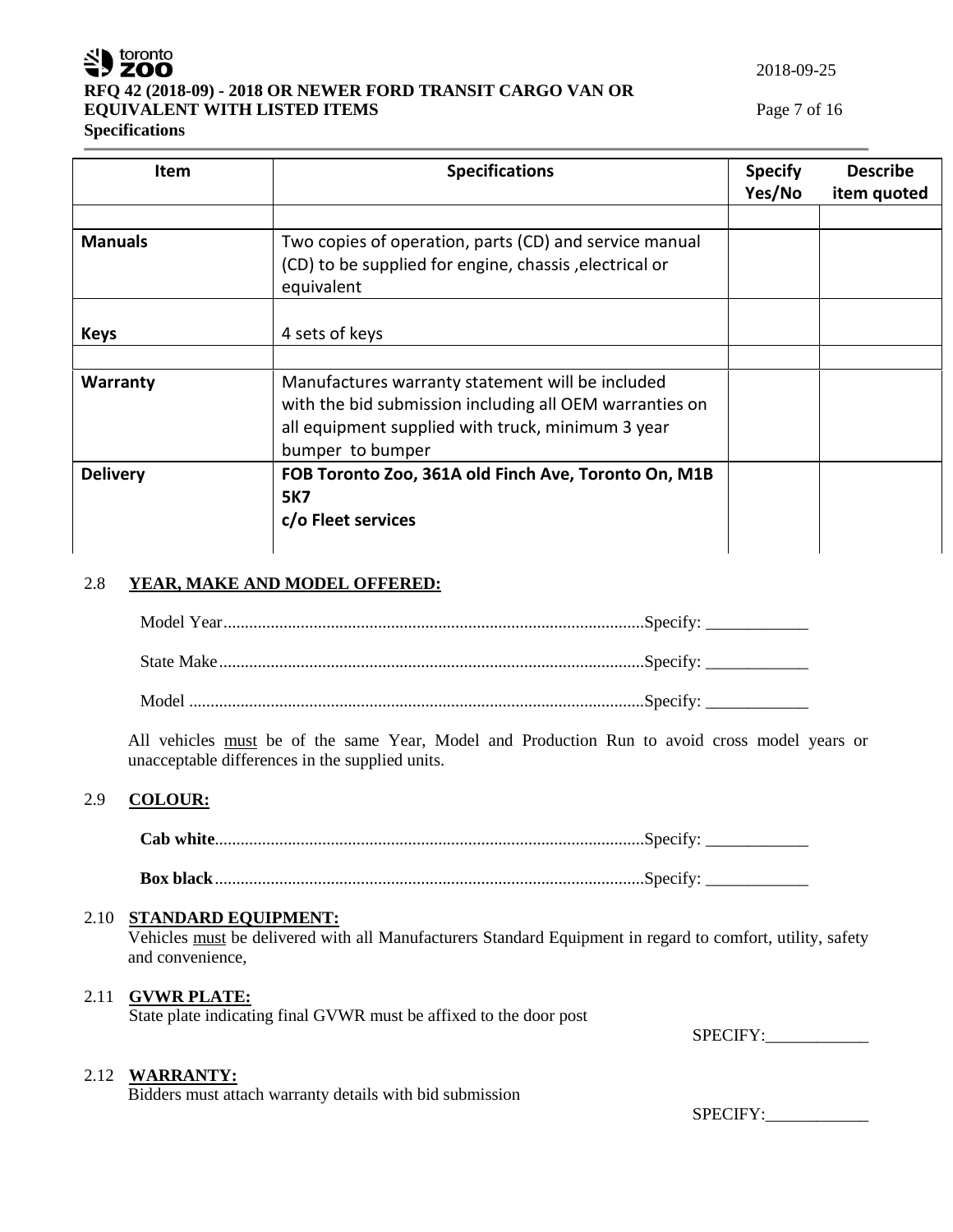| Item | Specifications | Specify Yes/No | Describe item quoted |
|---|---|---|---|
| | | | |
| **Manuals** | Two copies of operation, parts (CD) and service manual (CD) to be supplied for engine, chassis ,electrical or equivalent | | |
| **Keys** | 4 sets of keys | | |
| | | | |
| **Warranty** | Manufactures warranty statement will be included with the bid submission including all OEM warranties on all equipment supplied with truck, minimum 3 year bumper to bumper | | |
| **Delivery** | **FOB Toronto Zoo, 361A old Finch Ave, Toronto On, M1B 5K7 c/o Fleet services** | | |

2.8 **YEAR, MAKE AND MODEL OFFERED:**

Model Year.................................................................................................Specify: ____________

State Make..................................................................................................Specify: ____________

Model .........................................................................................................Specify: ____________

All vehicles must be of the same Year, Model and Production Run to avoid cross model years or unacceptable differences in the supplied units.

2.9 **COLOUR:**

**Cab white**..................................................................................................Specify: ____________

**Box black**..................................................................................................Specify: ____________

2.10 **STANDARD EQUIPMENT:**
Vehicles must be delivered with all Manufacturers Standard Equipment in regard to comfort, utility, safety and convenience,

2.11 **GVWR PLATE:**
State plate indicating final GVWR must be affixed to the door post

SPECIFY:____________

2.12 **WARRANTY:**
Bidders must attach warranty details with bid submission

SPECIFY:____________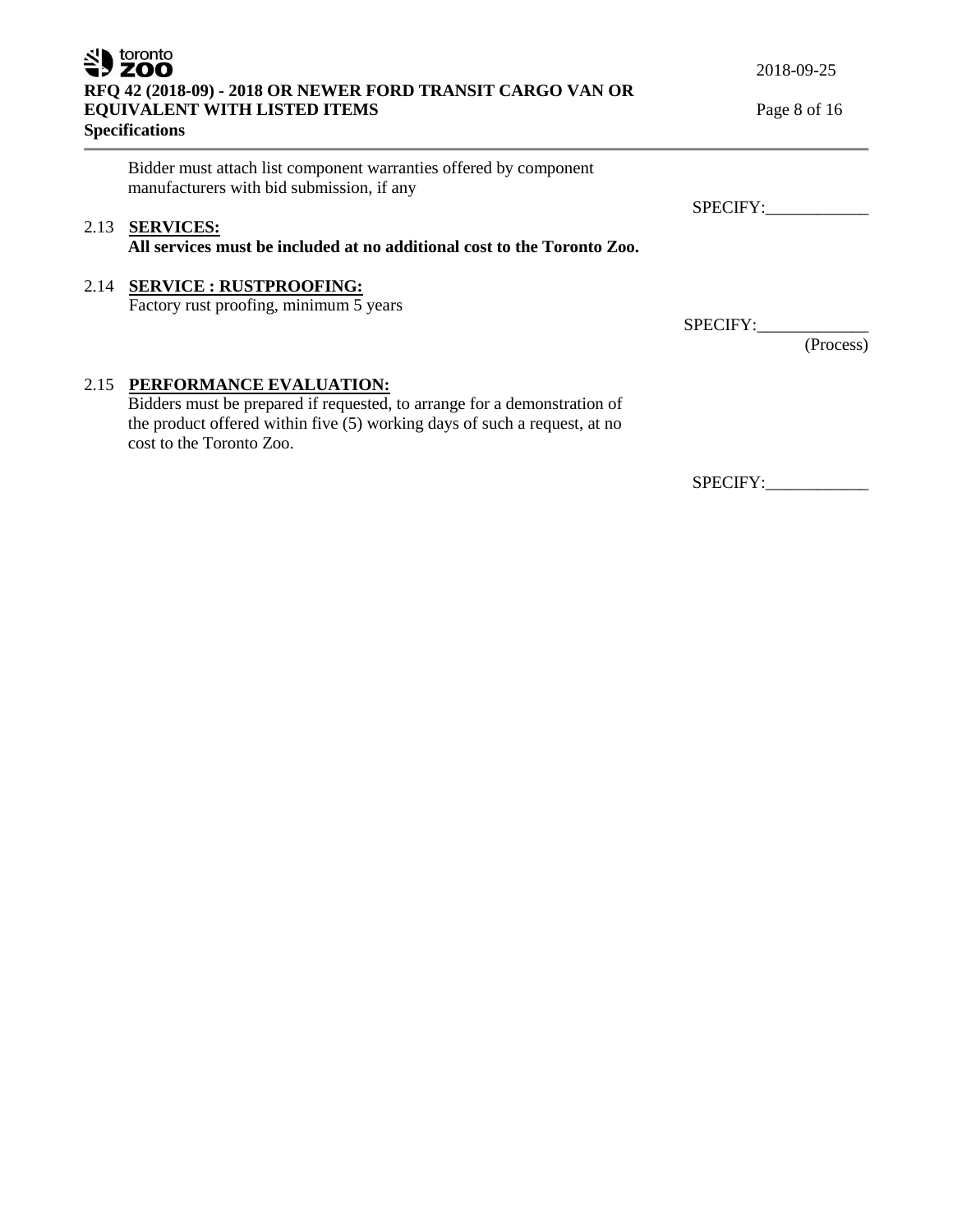Bidder must attach list component warranties offered by component manufacturers with bid submission, if any

SPECIFY:____________

2.13 **SERVICES:**
**All services must be included at no additional cost to the Toronto Zoo.**

2.14 **SERVICE : RUSTPROOFING:**
Factory rust proofing, minimum 5 years

SPECIFY:_____________
(Process)

2.15 **PERFORMANCE EVALUATION:**
Bidders must be prepared if requested, to arrange for a demonstration of the product offered within five (5) working days of such a request, at no cost to the Toronto Zoo.

SPECIFY:____________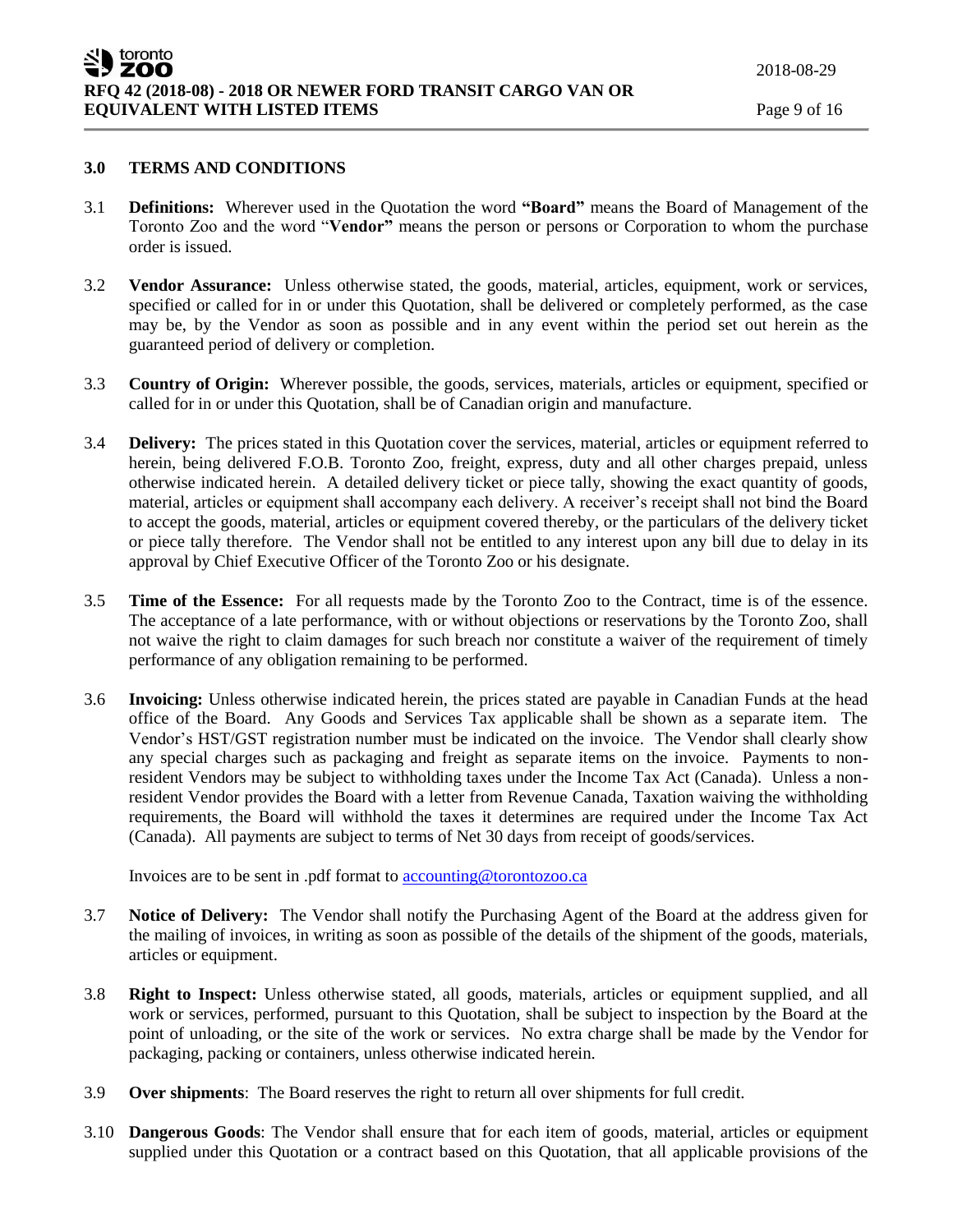## 3.0 TERMS AND CONDITIONS

3.1 **Definitions:** Wherever used in the Quotation the word **"Board"** means the Board of Management of the Toronto Zoo and the word "**Vendor"** means the person or persons or Corporation to whom the purchase order is issued.

3.2 **Vendor Assurance:** Unless otherwise stated, the goods, material, articles, equipment, work or services, specified or called for in or under this Quotation, shall be delivered or completely performed, as the case may be, by the Vendor as soon as possible and in any event within the period set out herein as the guaranteed period of delivery or completion.

3.3 **Country of Origin:** Wherever possible, the goods, services, materials, articles or equipment, specified or called for in or under this Quotation, shall be of Canadian origin and manufacture.

3.4 **Delivery:** The prices stated in this Quotation cover the services, material, articles or equipment referred to herein, being delivered F.O.B. Toronto Zoo, freight, express, duty and all other charges prepaid, unless otherwise indicated herein. A detailed delivery ticket or piece tally, showing the exact quantity of goods, material, articles or equipment shall accompany each delivery. A receiver's receipt shall not bind the Board to accept the goods, material, articles or equipment covered thereby, or the particulars of the delivery ticket or piece tally therefore. The Vendor shall not be entitled to any interest upon any bill due to delay in its approval by Chief Executive Officer of the Toronto Zoo or his designate.

3.5 **Time of the Essence:** For all requests made by the Toronto Zoo to the Contract, time is of the essence. The acceptance of a late performance, with or without objections or reservations by the Toronto Zoo, shall not waive the right to claim damages for such breach nor constitute a waiver of the requirement of timely performance of any obligation remaining to be performed.

3.6 **Invoicing:** Unless otherwise indicated herein, the prices stated are payable in Canadian Funds at the head office of the Board. Any Goods and Services Tax applicable shall be shown as a separate item. The Vendor's HST/GST registration number must be indicated on the invoice. The Vendor shall clearly show any special charges such as packaging and freight as separate items on the invoice. Payments to non-resident Vendors may be subject to withholding taxes under the Income Tax Act (Canada). Unless a non-resident Vendor provides the Board with a letter from Revenue Canada, Taxation waiving the withholding requirements, the Board will withhold the taxes it determines are required under the Income Tax Act (Canada). All payments are subject to terms of Net 30 days from receipt of goods/services.

Invoices are to be sent in .pdf format to accounting@torontozoo.ca

3.7 **Notice of Delivery:** The Vendor shall notify the Purchasing Agent of the Board at the address given for the mailing of invoices, in writing as soon as possible of the details of the shipment of the goods, materials, articles or equipment.

3.8 **Right to Inspect:** Unless otherwise stated, all goods, materials, articles or equipment supplied, and all work or services, performed, pursuant to this Quotation, shall be subject to inspection by the Board at the point of unloading, or the site of the work or services. No extra charge shall be made by the Vendor for packaging, packing or containers, unless otherwise indicated herein.

3.9 **Over shipments**: The Board reserves the right to return all over shipments for full credit.

3.10 **Dangerous Goods**: The Vendor shall ensure that for each item of goods, material, articles or equipment supplied under this Quotation or a contract based on this Quotation, that all applicable provisions of the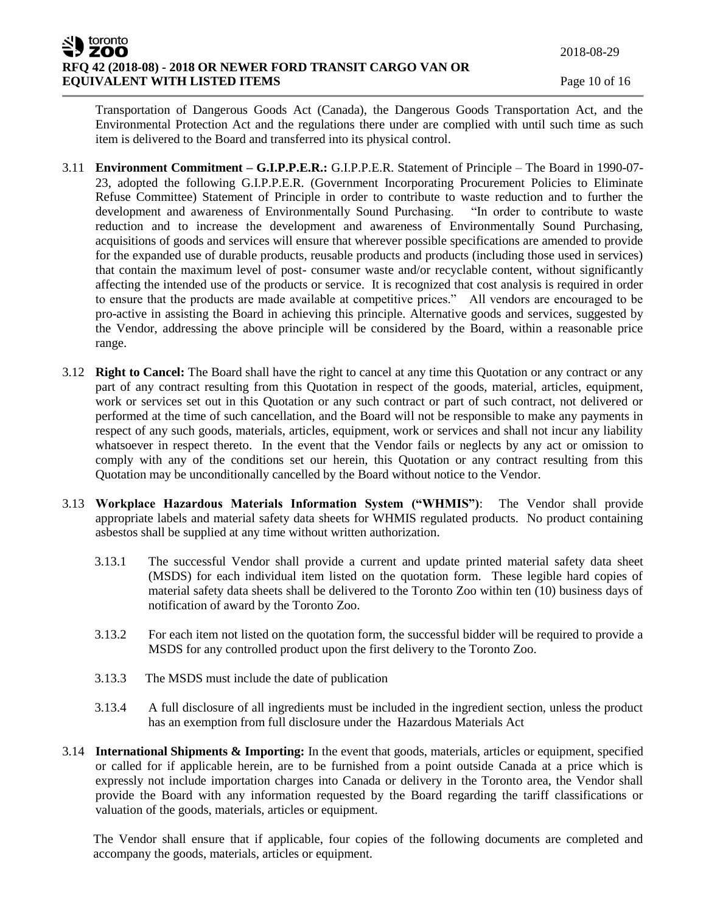Transportation of Dangerous Goods Act (Canada), the Dangerous Goods Transportation Act, and the Environmental Protection Act and the regulations there under are complied with until such time as such item is delivered to the Board and transferred into its physical control.

3.11 **Environment Commitment – G.I.P.P.E.R.:** G.I.P.P.E.R. Statement of Principle – The Board in 1990-07-23, adopted the following G.I.P.P.E.R. (Government Incorporating Procurement Policies to Eliminate Refuse Committee) Statement of Principle in order to contribute to waste reduction and to further the development and awareness of Environmentally Sound Purchasing. "In order to contribute to waste reduction and to increase the development and awareness of Environmentally Sound Purchasing, acquisitions of goods and services will ensure that wherever possible specifications are amended to provide for the expanded use of durable products, reusable products and products (including those used in services) that contain the maximum level of post- consumer waste and/or recyclable content, without significantly affecting the intended use of the products or service. It is recognized that cost analysis is required in order to ensure that the products are made available at competitive prices." All vendors are encouraged to be pro-active in assisting the Board in achieving this principle. Alternative goods and services, suggested by the Vendor, addressing the above principle will be considered by the Board, within a reasonable price range.

3.12 **Right to Cancel:** The Board shall have the right to cancel at any time this Quotation or any contract or any part of any contract resulting from this Quotation in respect of the goods, material, articles, equipment, work or services set out in this Quotation or any such contract or part of such contract, not delivered or performed at the time of such cancellation, and the Board will not be responsible to make any payments in respect of any such goods, materials, articles, equipment, work or services and shall not incur any liability whatsoever in respect thereto. In the event that the Vendor fails or neglects by any act or omission to comply with any of the conditions set our herein, this Quotation or any contract resulting from this Quotation may be unconditionally cancelled by the Board without notice to the Vendor.

3.13 **Workplace Hazardous Materials Information System ("WHMIS")**: The Vendor shall provide appropriate labels and material safety data sheets for WHMIS regulated products. No product containing asbestos shall be supplied at any time without written authorization.

3.13.1 The successful Vendor shall provide a current and update printed material safety data sheet (MSDS) for each individual item listed on the quotation form. These legible hard copies of material safety data sheets shall be delivered to the Toronto Zoo within ten (10) business days of notification of award by the Toronto Zoo.

3.13.2 For each item not listed on the quotation form, the successful bidder will be required to provide a MSDS for any controlled product upon the first delivery to the Toronto Zoo.

3.13.3 The MSDS must include the date of publication

3.13.4 A full disclosure of all ingredients must be included in the ingredient section, unless the product has an exemption from full disclosure under the Hazardous Materials Act

3.14 **International Shipments & Importing:** In the event that goods, materials, articles or equipment, specified or called for if applicable herein, are to be furnished from a point outside Canada at a price which is expressly not include importation charges into Canada or delivery in the Toronto area, the Vendor shall provide the Board with any information requested by the Board regarding the tariff classifications or valuation of the goods, materials, articles or equipment.

The Vendor shall ensure that if applicable, four copies of the following documents are completed and accompany the goods, materials, articles or equipment.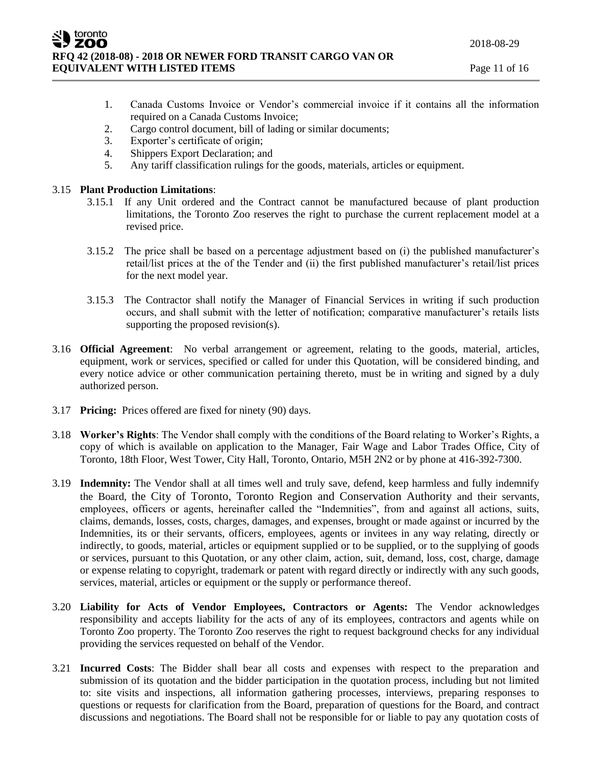1. Canada Customs Invoice or Vendor's commercial invoice if it contains all the information required on a Canada Customs Invoice;
2. Cargo control document, bill of lading or similar documents;
3. Exporter's certificate of origin;
4. Shippers Export Declaration; and
5. Any tariff classification rulings for the goods, materials, articles or equipment.

3.15 **Plant Production Limitations**:

3.15.1 If any Unit ordered and the Contract cannot be manufactured because of plant production limitations, the Toronto Zoo reserves the right to purchase the current replacement model at a revised price.

3.15.2 The price shall be based on a percentage adjustment based on (i) the published manufacturer's retail/list prices at the of the Tender and (ii) the first published manufacturer's retail/list prices for the next model year.

3.15.3 The Contractor shall notify the Manager of Financial Services in writing if such production occurs, and shall submit with the letter of notification; comparative manufacturer's retails lists supporting the proposed revision(s).

3.16 **Official Agreement**: No verbal arrangement or agreement, relating to the goods, material, articles, equipment, work or services, specified or called for under this Quotation, will be considered binding, and every notice advice or other communication pertaining thereto, must be in writing and signed by a duly authorized person.

3.17 **Pricing:** Prices offered are fixed for ninety (90) days.

3.18 **Worker's Rights**: The Vendor shall comply with the conditions of the Board relating to Worker's Rights, a copy of which is available on application to the Manager, Fair Wage and Labor Trades Office, City of Toronto, 18th Floor, West Tower, City Hall, Toronto, Ontario, M5H 2N2 or by phone at 416-392-7300.

3.19 **Indemnity:** The Vendor shall at all times well and truly save, defend, keep harmless and fully indemnify the Board, the City of Toronto, Toronto Region and Conservation Authority and their servants, employees, officers or agents, hereinafter called the "Indemnities", from and against all actions, suits, claims, demands, losses, costs, charges, damages, and expenses, brought or made against or incurred by the Indemnities, its or their servants, officers, employees, agents or invitees in any way relating, directly or indirectly, to goods, material, articles or equipment supplied or to be supplied, or to the supplying of goods or services, pursuant to this Quotation, or any other claim, action, suit, demand, loss, cost, charge, damage or expense relating to copyright, trademark or patent with regard directly or indirectly with any such goods, services, material, articles or equipment or the supply or performance thereof.

3.20 **Liability for Acts of Vendor Employees, Contractors or Agents:** The Vendor acknowledges responsibility and accepts liability for the acts of any of its employees, contractors and agents while on Toronto Zoo property. The Toronto Zoo reserves the right to request background checks for any individual providing the services requested on behalf of the Vendor.

3.21 **Incurred Costs**: The Bidder shall bear all costs and expenses with respect to the preparation and submission of its quotation and the bidder participation in the quotation process, including but not limited to: site visits and inspections, all information gathering processes, interviews, preparing responses to questions or requests for clarification from the Board, preparation of questions for the Board, and contract discussions and negotiations. The Board shall not be responsible for or liable to pay any quotation costs of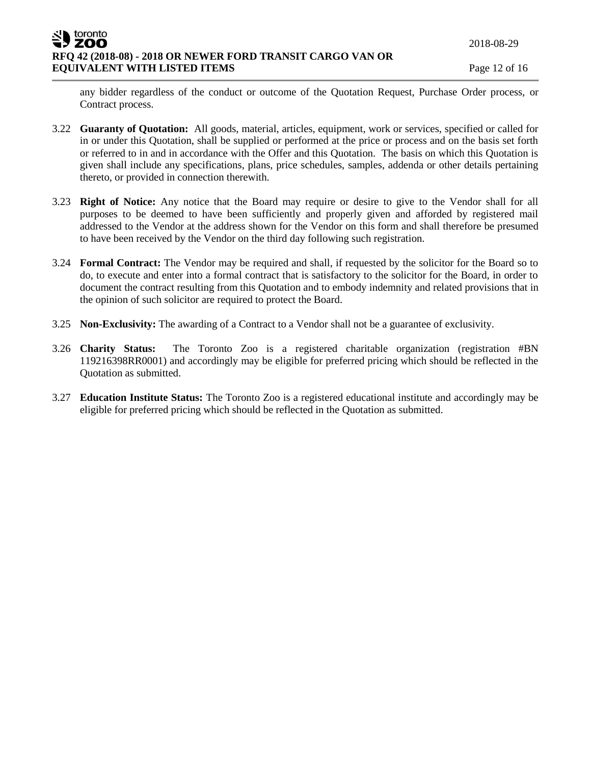any bidder regardless of the conduct or outcome of the Quotation Request, Purchase Order process, or Contract process.

3.22 **Guaranty of Quotation:** All goods, material, articles, equipment, work or services, specified or called for in or under this Quotation, shall be supplied or performed at the price or process and on the basis set forth or referred to in and in accordance with the Offer and this Quotation. The basis on which this Quotation is given shall include any specifications, plans, price schedules, samples, addenda or other details pertaining thereto, or provided in connection therewith.

3.23 **Right of Notice:** Any notice that the Board may require or desire to give to the Vendor shall for all purposes to be deemed to have been sufficiently and properly given and afforded by registered mail addressed to the Vendor at the address shown for the Vendor on this form and shall therefore be presumed to have been received by the Vendor on the third day following such registration.

3.24 **Formal Contract:** The Vendor may be required and shall, if requested by the solicitor for the Board so to do, to execute and enter into a formal contract that is satisfactory to the solicitor for the Board, in order to document the contract resulting from this Quotation and to embody indemnity and related provisions that in the opinion of such solicitor are required to protect the Board.

3.25 **Non-Exclusivity:** The awarding of a Contract to a Vendor shall not be a guarantee of exclusivity.

3.26 **Charity Status:** The Toronto Zoo is a registered charitable organization (registration #BN 119216398RR0001) and accordingly may be eligible for preferred pricing which should be reflected in the Quotation as submitted.

3.27 **Education Institute Status:** The Toronto Zoo is a registered educational institute and accordingly may be eligible for preferred pricing which should be reflected in the Quotation as submitted.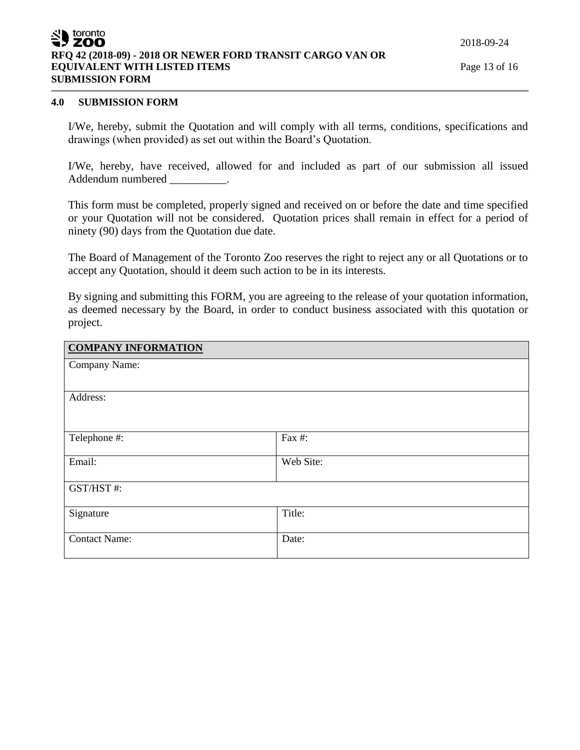## 4.0 SUBMISSION FORM

I/We, hereby, submit the Quotation and will comply with all terms, conditions, specifications and drawings (when provided) as set out within the Board's Quotation.

I/We, hereby, have received, allowed for and included as part of our submission all issued Addendum numbered __________.

This form must be completed, properly signed and received on or before the date and time specified or your Quotation will not be considered. Quotation prices shall remain in effect for a period of ninety (90) days from the Quotation due date.

The Board of Management of the Toronto Zoo reserves the right to reject any or all Quotations or to accept any Quotation, should it deem such action to be in its interests.

By signing and submitting this FORM, you are agreeing to the release of your quotation information, as deemed necessary by the Board, in order to conduct business associated with this quotation or project.

| **COMPANY INFORMATION** | |
|---|---|
| Company Name: | |
| Address: | |
| Telephone #: | Fax #: |
| Email: | Web Site: |
| GST/HST #: | |
| Signature | Title: |
| Contact Name: | Date: |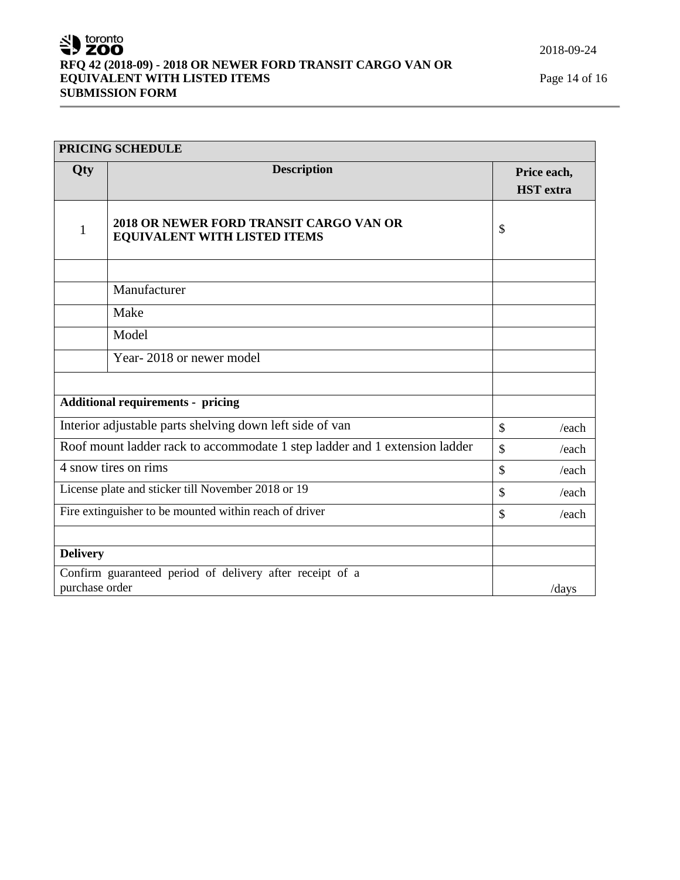| PRICING SCHEDULE | | |
|---|---|---|
| **Qty** | **Description** | **Price each, HST extra** |
| 1 | **2018 OR NEWER FORD TRANSIT CARGO VAN OR EQUIVALENT WITH LISTED ITEMS** | $ |
| | | |
| | Manufacturer | |
| | Make | |
| | Model | |
| | Year- 2018 or newer model | |
| | | |
| **Additional requirements - pricing** | | |
| Interior adjustable parts shelving down left side of van | | $ /each |
| Roof mount ladder rack to accommodate 1 step ladder and 1 extension ladder | | $ /each |
| 4 snow tires on rims | | $ /each |
| License plate and sticker till November 2018 or 19 | | $ /each |
| Fire extinguisher to be mounted within reach of driver | | $ /each |
| | | |
| **Delivery** | | |
| Confirm guaranteed period of delivery after receipt of a purchase order | | /days |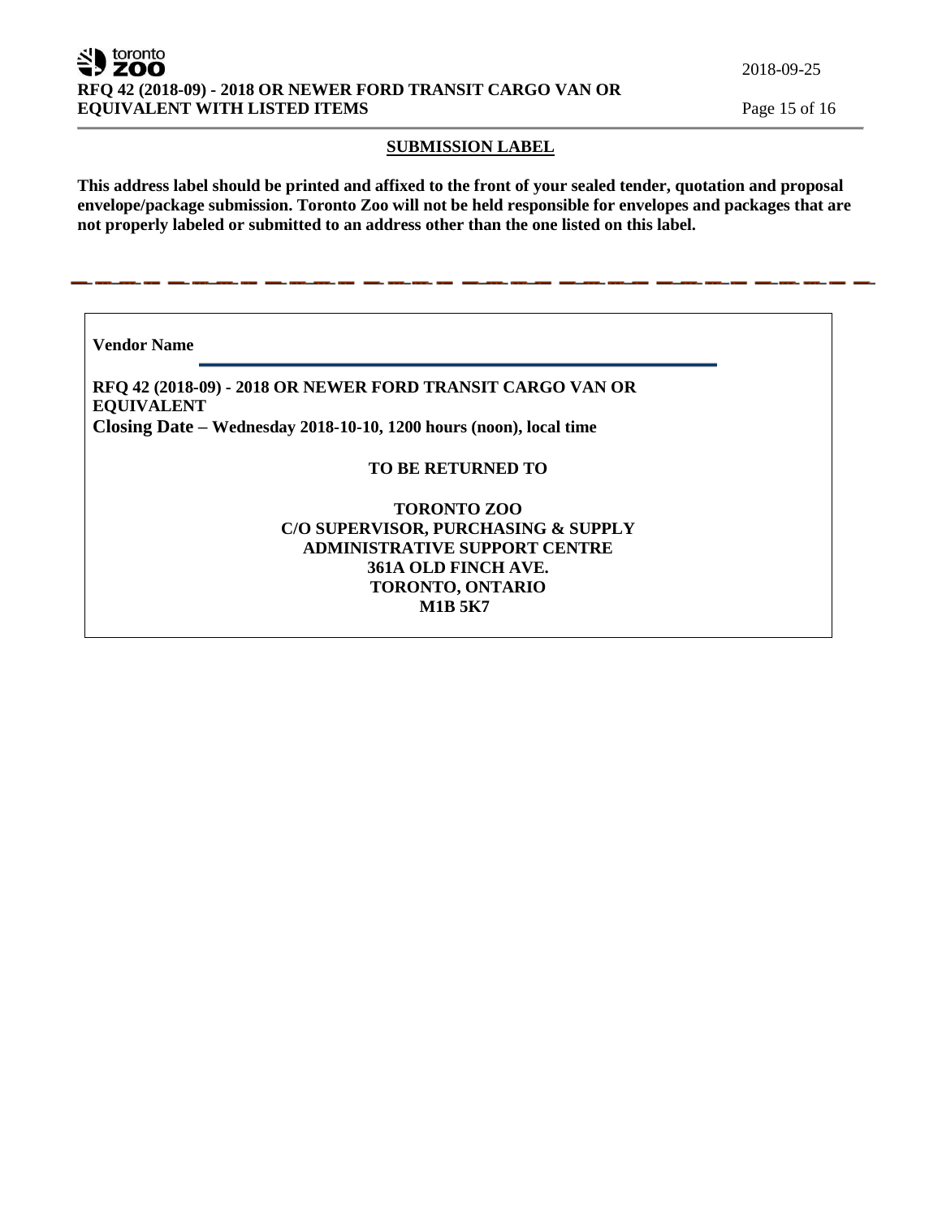## SUBMISSION LABEL

**This address label should be printed and affixed to the front of your sealed tender, quotation and proposal envelope/package submission. Toronto Zoo will not be held responsible for envelopes and packages that are not properly labeled or submitted to an address other than the one listed on this label.**

---

**Vendor Name** \_\_\_\_\_\_\_\_\_\_\_\_\_\_\_\_\_\_\_\_\_\_\_\_\_\_\_\_\_\_\_\_\_\_\_\_\_\_\_\_

**RFQ 42 (2018-09) - 2018 OR NEWER FORD TRANSIT CARGO VAN OR EQUIVALENT**
**Closing Date – Wednesday 2018-10-10, 1200 hours (noon), local time**

**TO BE RETURNED TO**

**TORONTO ZOO**
**C/O SUPERVISOR, PURCHASING & SUPPLY**
**ADMINISTRATIVE SUPPORT CENTRE**
**361A OLD FINCH AVE.**
**TORONTO, ONTARIO**
**M1B 5K7**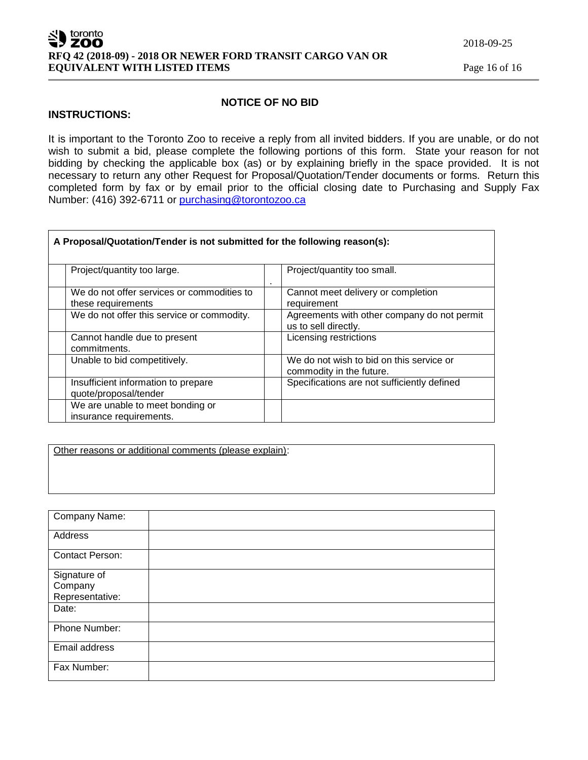## NOTICE OF NO BID

**INSTRUCTIONS:**

It is important to the Toronto Zoo to receive a reply from all invited bidders. If you are unable, or do not wish to submit a bid, please complete the following portions of this form. State your reason for not bidding by checking the applicable box (as) or by explaining briefly in the space provided. It is not necessary to return any other Request for Proposal/Quotation/Tender documents or forms. Return this completed form by fax or by email prior to the official closing date to Purchasing and Supply Fax Number: (416) 392-6711 or purchasing@torontozoo.ca

| **A Proposal/Quotation/Tender is not submitted for the following reason(s):** | | | |
|---|---|---|---|
| | Project/quantity too large. | . | Project/quantity too small. |
| | We do not offer services or commodities to these requirements | | Cannot meet delivery or completion requirement |
| | We do not offer this service or commodity. | | Agreements with other company do not permit us to sell directly. |
| | Cannot handle due to present commitments. | | Licensing restrictions |
| | Unable to bid competitively. | | We do not wish to bid on this service or commodity in the future. |
| | Insufficient information to prepare quote/proposal/tender | | Specifications are not sufficiently defined |
| | We are unable to meet bonding or insurance requirements. | | |

| Other reasons or additional comments (please explain): |
|---|
| |

| | |
|---|---|
| Company Name: | |
| Address | |
| Contact Person: | |
| Signature of Company Representative: | |
| Date: | |
| Phone Number: | |
| Email address | |
| Fax Number: | |